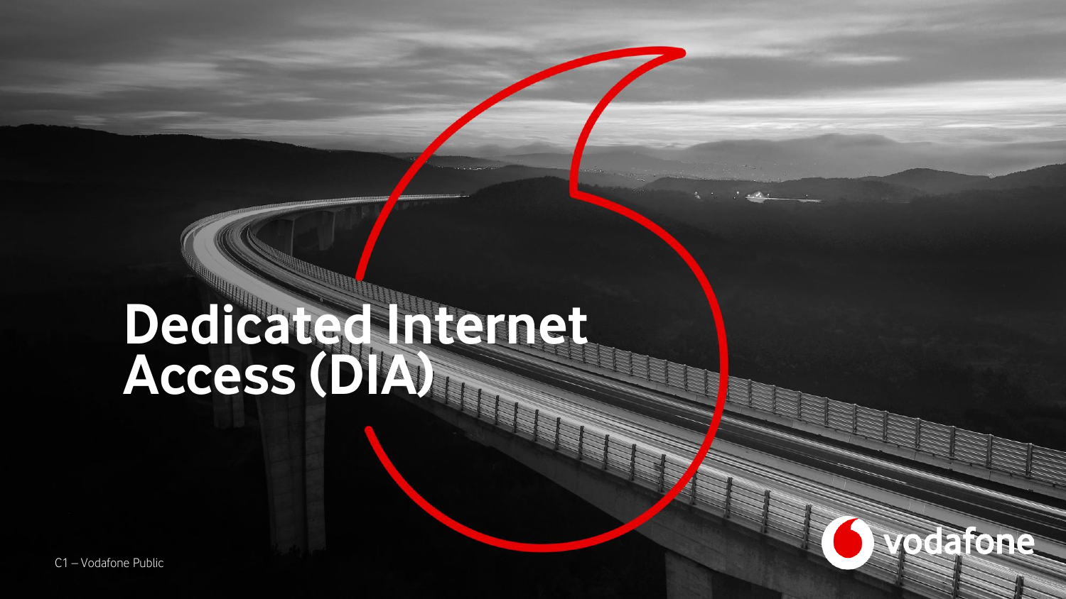# Dedicated Internet Access (DIA)

C1 – Vodafone Public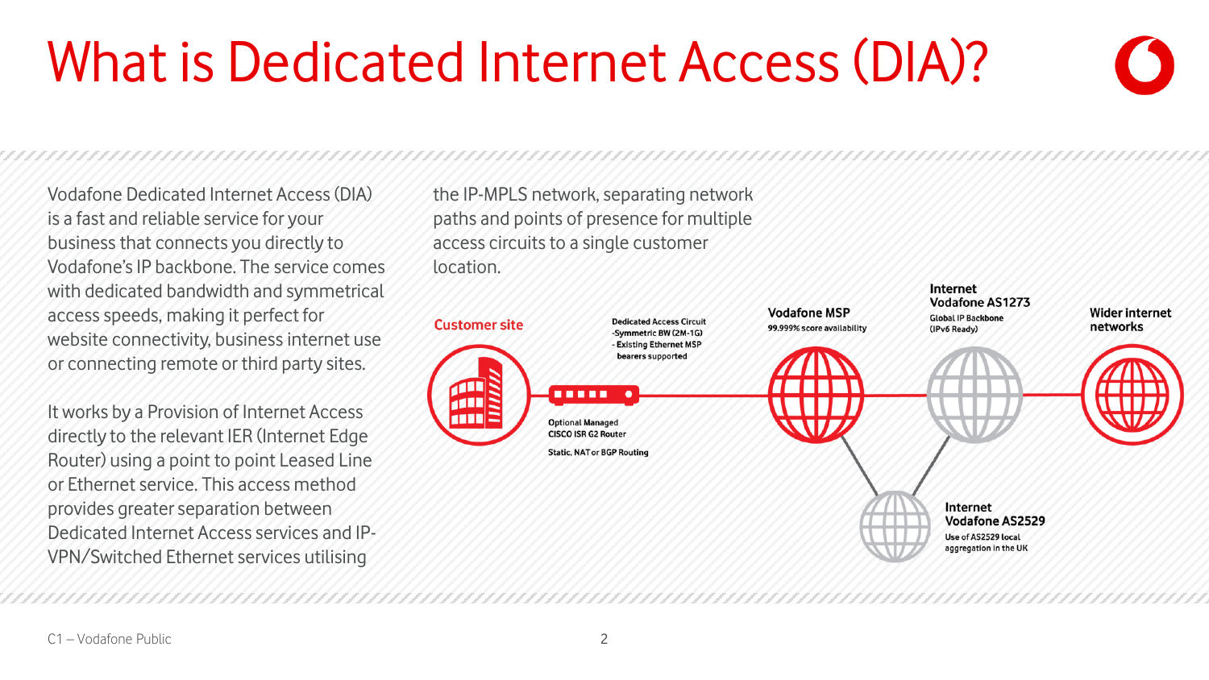# What is Dedicated Internet Access (DIA)?

Vodafone Dedicated Internet Access (DIA) is a fast and reliable service for your business that connects you directly to Vodafone's IP backbone. The service comes with dedicated bandwidth and symmetrical access speeds, making it perfect for website connectivity, business internet use or connecting remote or third party sites.

It works by a Provision of Internet Access directly to the relevant IER (Internet Edge Router) using a point to point Leased Line or Ethernet service. This access method provides greater separation between Dedicated Internet Access services and IP-VPN/Switched Ethernet services utilising the IP-MPLS network, separating network paths and points of presence for multiple access circuits to a single customer location.

**Customer site**

**Dedicated Access Circuit**
- Symmetric BW (2M-1G)
- Existing Ethernet MSP bearers supported

**Optional Managed CISCO ISR G2 Router**

**Static, NAT or BGP Routing**

**Vodafone MSP**
99.999% score availability

**Internet Vodafone AS1273**
Global IP Backbone (IPv6 Ready)

**Wider internet networks**

**Internet Vodafone AS2529**
Use of AS2529 local aggregation in the UK

C1 – Vodafone Public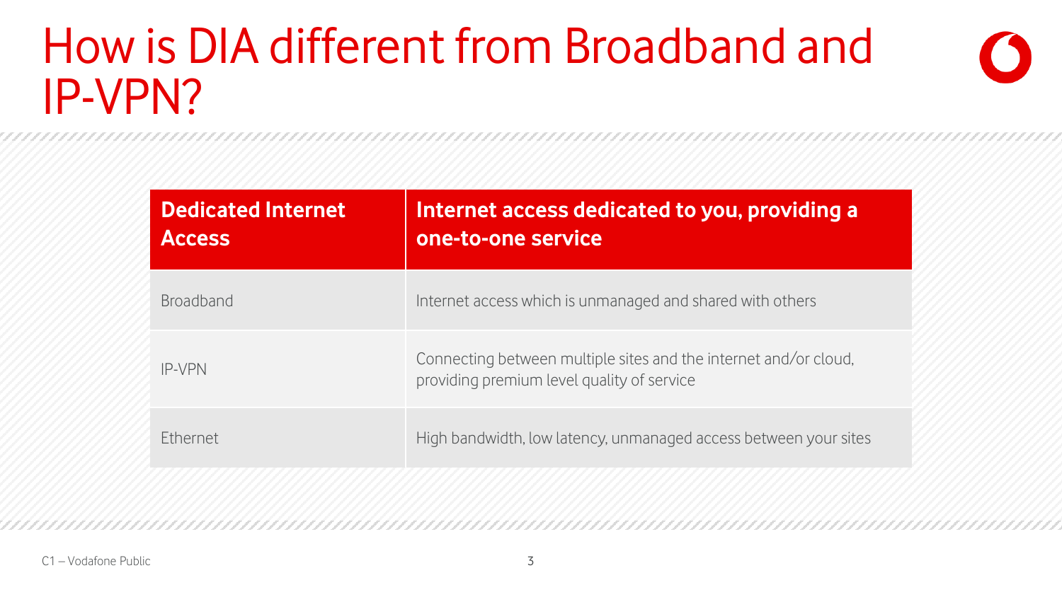# How is DIA different from Broadband and IP-VPN?

| Dedicated Internet Access | Internet access dedicated to you, providing a one-to-one service |
|---|---|
| Broadband | Internet access which is unmanaged and shared with others |
| IP-VPN | Connecting between multiple sites and the internet and/or cloud, providing premium level quality of service |
| Ethernet | High bandwidth, low latency, unmanaged access between your sites |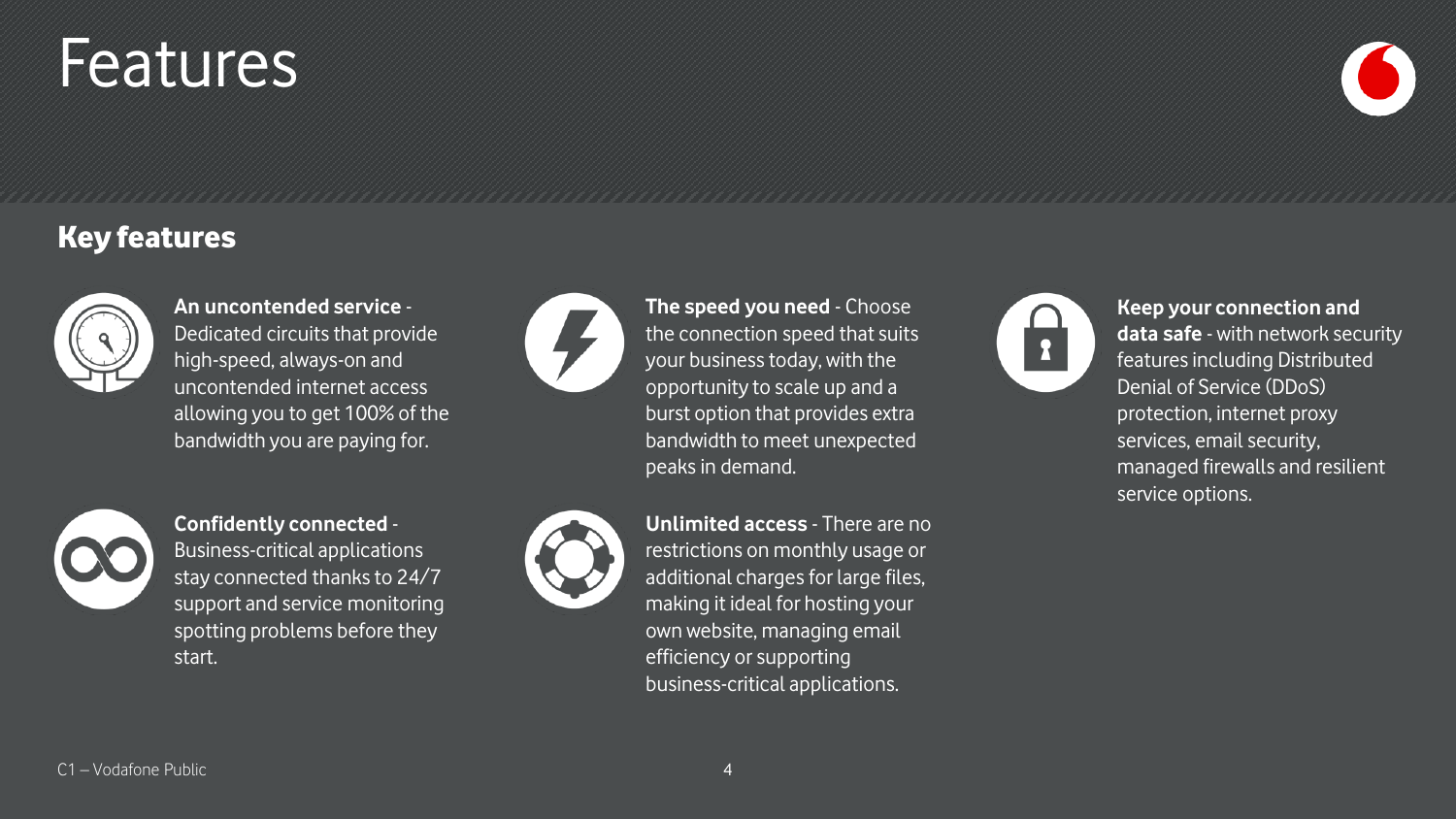# Features

## Key features

**An uncontended service** - Dedicated circuits that provide high-speed, always-on and uncontended internet access allowing you to get 100% of the bandwidth you are paying for.

**The speed you need** - Choose the connection speed that suits your business today, with the opportunity to scale up and a burst option that provides extra bandwidth to meet unexpected peaks in demand.

**Keep your connection and data safe** - with network security features including Distributed Denial of Service (DDoS) protection, internet proxy services, email security, managed firewalls and resilient service options.

**Confidently connected** - Business-critical applications stay connected thanks to 24/7 support and service monitoring spotting problems before they start.

**Unlimited access** - There are no restrictions on monthly usage or additional charges for large files, making it ideal for hosting your own website, managing email efficiency or supporting business-critical applications.

C1 – Vodafone Public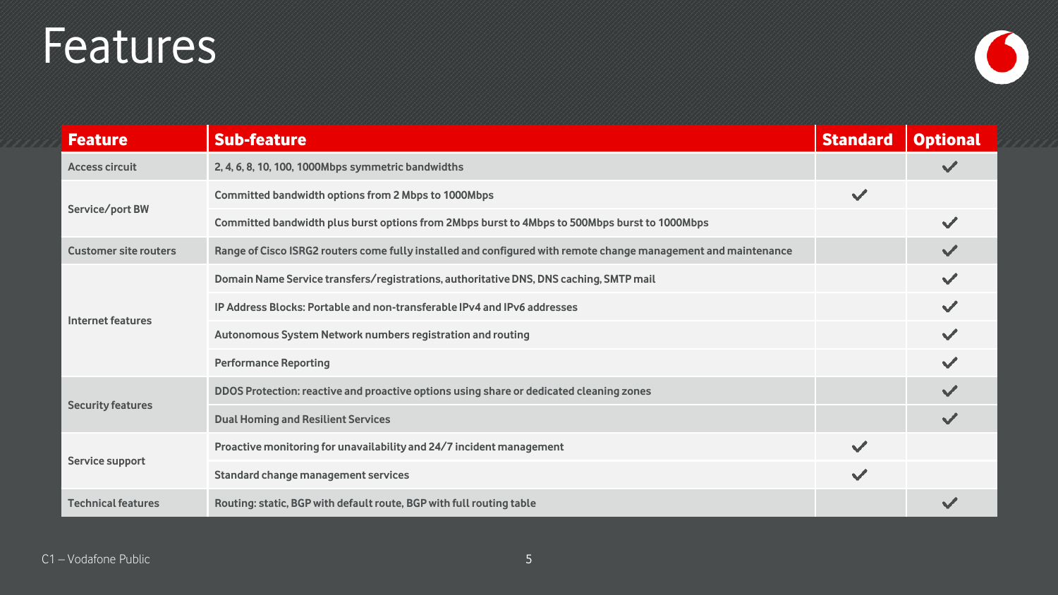# Features

| Feature | Sub-feature | Standard | Optional |
|---|---|---|---|
| Access circuit | 2, 4, 6, 8, 10, 100, 1000Mbps symmetric bandwidths | | ✓ |
| Service/port BW | Committed bandwidth options from 2 Mbps to 1000Mbps | ✓ | |
| | Committed bandwidth plus burst options from 2Mbps burst to 4Mbps to 500Mbps burst to 1000Mbps | | ✓ |
| Customer site routers | Range of Cisco ISRG2 routers come fully installed and configured with remote change management and maintenance | | ✓ |
| Internet features | Domain Name Service transfers/registrations, authoritative DNS, DNS caching, SMTP mail | | ✓ |
| | IP Address Blocks: Portable and non-transferable IPv4 and IPv6 addresses | | ✓ |
| | Autonomous System Network numbers registration and routing | | ✓ |
| | Performance Reporting | | ✓ |
| Security features | DDOS Protection: reactive and proactive options using share or dedicated cleaning zones | | ✓ |
| | Dual Homing and Resilient Services | | ✓ |
| Service support | Proactive monitoring for unavailability and 24/7 incident management | ✓ | |
| | Standard change management services | ✓ | |
| Technical features | Routing: static, BGP with default route, BGP with full routing table | | ✓ |

C1 – Vodafone Public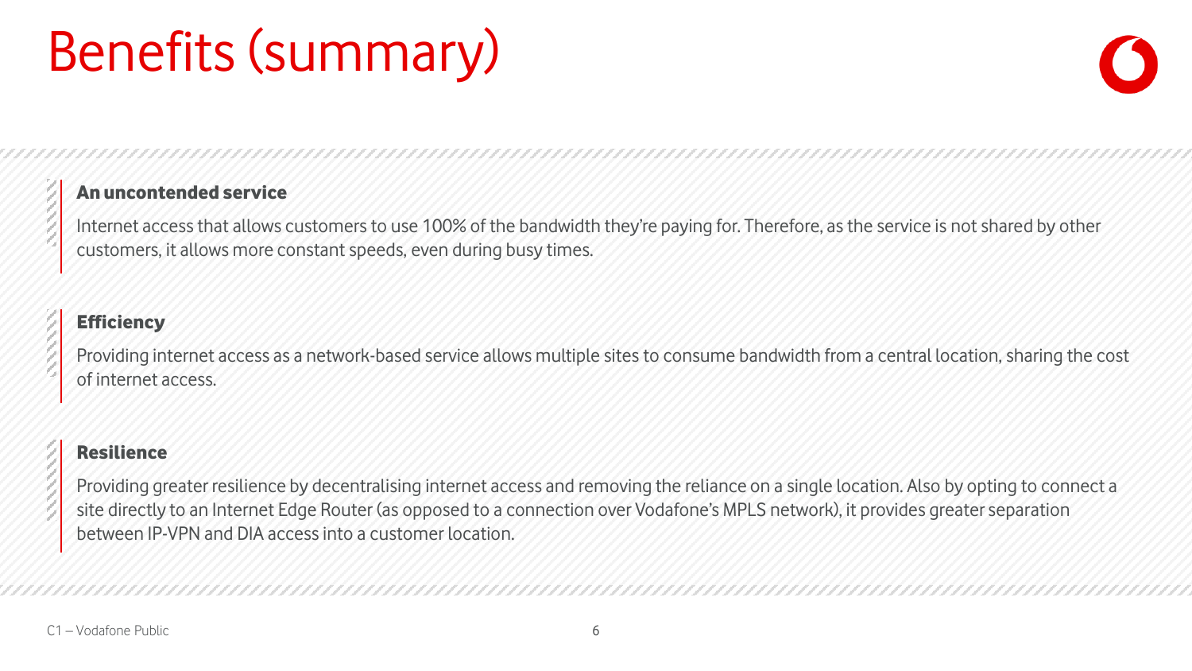# Benefits (summary)

### An uncontended service

Internet access that allows customers to use 100% of the bandwidth they're paying for. Therefore, as the service is not shared by other customers, it allows more constant speeds, even during busy times.

### Efficiency

Providing internet access as a network-based service allows multiple sites to consume bandwidth from a central location, sharing the cost of internet access.

### Resilience

Providing greater resilience by decentralising internet access and removing the reliance on a single location. Also by opting to connect a site directly to an Internet Edge Router (as opposed to a connection over Vodafone's MPLS network), it provides greater separation between IP-VPN and DIA access into a customer location.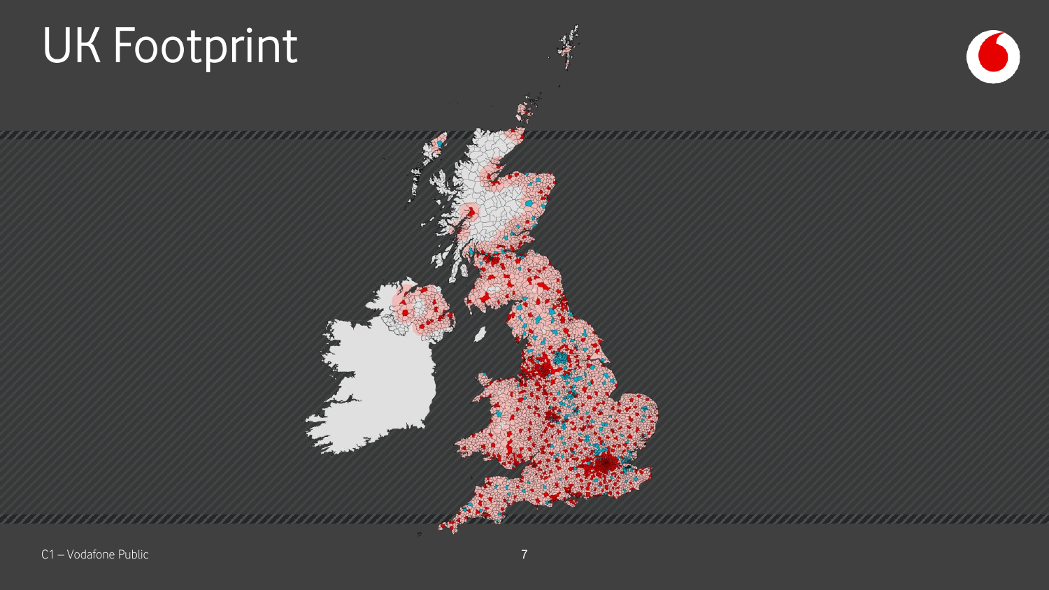# UK Footprint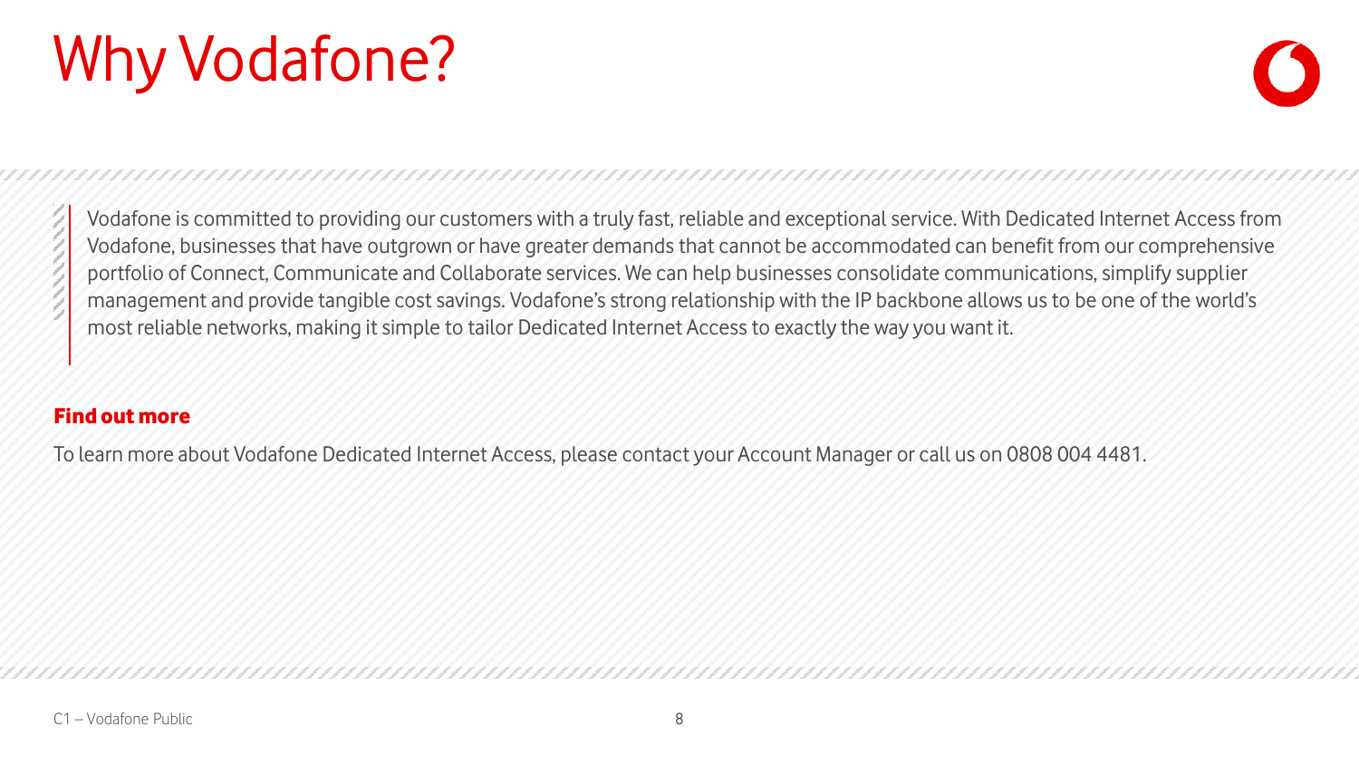# Why Vodafone?

> Vodafone is committed to providing our customers with a truly fast, reliable and exceptional service. With Dedicated Internet Access from Vodafone, businesses that have outgrown or have greater demands that cannot be accommodated can benefit from our comprehensive portfolio of Connect, Communicate and Collaborate services. We can help businesses consolidate communications, simplify supplier management and provide tangible cost savings. Vodafone's strong relationship with the IP backbone allows us to be one of the world's most reliable networks, making it simple to tailor Dedicated Internet Access to exactly the way you want it.

**Find out more**

To learn more about Vodafone Dedicated Internet Access, please contact your Account Manager or call us on 0808 004 4481.

C1 – Vodafone Public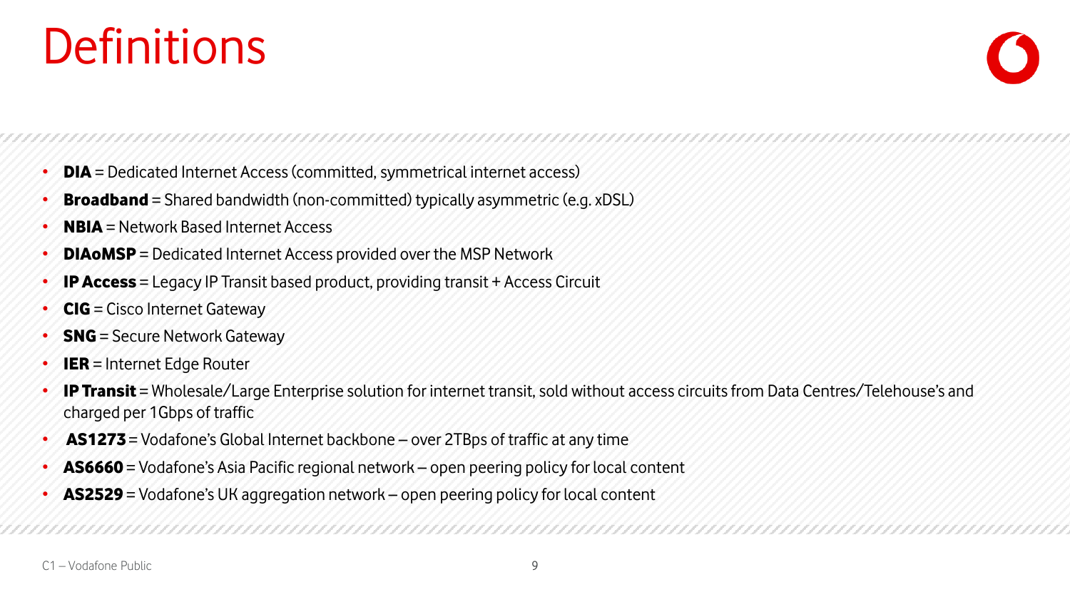# Definitions

- **DIA** = Dedicated Internet Access (committed, symmetrical internet access)
- **Broadband** = Shared bandwidth (non-committed) typically asymmetric (e.g. xDSL)
- **NBIA** = Network Based Internet Access
- **DIAoMSP** = Dedicated Internet Access provided over the MSP Network
- **IP Access** = Legacy IP Transit based product, providing transit + Access Circuit
- **CIG** = Cisco Internet Gateway
- **SNG** = Secure Network Gateway
- **IER** = Internet Edge Router
- **IP Transit** = Wholesale/Large Enterprise solution for internet transit, sold without access circuits from Data Centres/Telehouse's and charged per 1Gbps of traffic
- **AS1273** = Vodafone's Global Internet backbone – over 2TBps of traffic at any time
- **AS6660** = Vodafone's Asia Pacific regional network – open peering policy for local content
- **AS2529** = Vodafone's UK aggregation network – open peering policy for local content

C1 – Vodafone Public